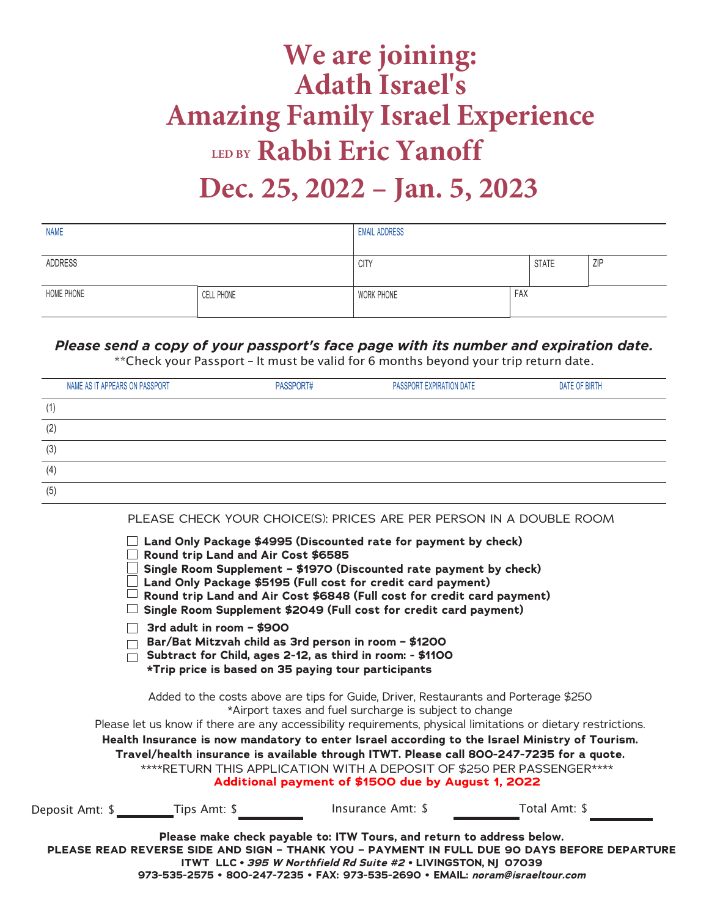# We are joining: Adath Israel's Amazing Family Israel Experience

## LED BY Rabbi Eric Yanoff

## Dec. 25, 2022 – Jan. 5, 2023

| NAME | | EMAIL ADDRESS | | | |
|---|---|---|---|---|---|
| ADDRESS | | CITY | | STATE | ZIP |
| HOME PHONE | CELL PHONE | WORK PHONE | FAX | | |

***Please send a copy of your passport's face page with its number and expiration date.***

**Check your Passport – It must be valid for 6 months beyond your trip return date.

| NAME AS IT APPEARS ON PASSPORT | PASSPORT# | PASSPORT EXPIRATION DATE | DATE OF BIRTH |
|---|---|---|---|
| (1) | | | |
| (2) | | | |
| (3) | | | |
| (4) | | | |
| (5) | | | |

PLEASE CHECK YOUR CHOICE(S): PRICES ARE PER PERSON IN A DOUBLE ROOM

- ☐ **Land Only Package $4995 (Discounted rate for payment by check)**
- ☐ **Round trip Land and Air Cost $6585**
- ☐ **Single Room Supplement – $1970 (Discounted rate payment by check)**
- ☐ **Land Only Package $5195 (Full cost for credit card payment)**
- ☐ **Round trip Land and Air Cost $6848 (Full cost for credit card payment)**
- ☐ **Single Room Supplement $2049 (Full cost for credit card payment)**
- ☐ **3rd adult in room – $900**
- ☐ **Bar/Bat Mitzvah child as 3rd person in room – $1200**
- ☐ **Subtract for Child, ages 2-12, as third in room: - $1100**

**\*Trip price is based on 35 paying tour participants**

Added to the costs above are tips for Guide, Driver, Restaurants and Porterage $250

*Airport taxes and fuel surcharge is subject to change

Please let us know if there are any accessibility requirements, physical limitations or dietary restrictions.

**Health Insurance is now mandatory to enter Israel according to the Israel Ministry of Tourism.**

**Travel/health insurance is available through ITWT. Please call 800-247-7235 for a quote.**

****RETURN THIS APPLICATION WITH A DEPOSIT OF $250 PER PASSENGER****

**Additional payment of $1500 due by August 1, 2022**

Deposit Amt: $ ________ Tips Amt: $ ________ Insurance Amt: $ ________ Total Amt: $ ________

**Please make check payable to: ITW Tours, and return to address below.**

**PLEASE READ REVERSE SIDE AND SIGN – THANK YOU – PAYMENT IN FULL DUE 90 DAYS BEFORE DEPARTURE**

**ITWT LLC • *395 W Northfield Rd Suite #2* • LIVINGSTON, NJ 07039**

**973-535-2575 • 800-247-7235 • FAX: 973-535-2690 • EMAIL: *noram@israeltour.com***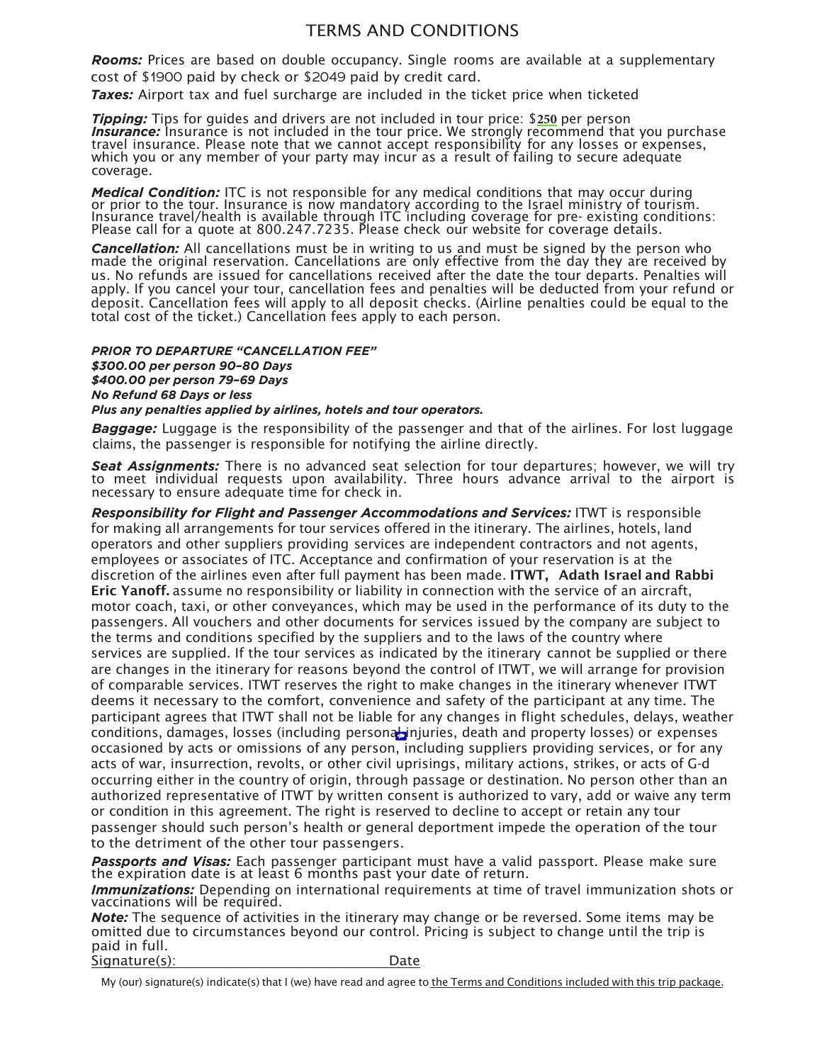# TERMS AND CONDITIONS

***Rooms:*** Prices are based on double occupancy. Single rooms are available at a supplementary cost of $1900 paid by check or $2049 paid by credit card.

***Taxes:*** Airport tax and fuel surcharge are included in the ticket price when ticketed

***Tipping:*** Tips for guides and drivers are not included in tour price: $250 per person

***Insurance:*** Insurance is not included in the tour price. We strongly recommend that you purchase travel insurance. Please note that we cannot accept responsibility for any losses or expenses, which you or any member of your party may incur as a result of failing to secure adequate coverage.

***Medical Condition:*** ITC is not responsible for any medical conditions that may occur during or prior to the tour. Insurance is now mandatory according to the Israel ministry of tourism. Insurance travel/health is available through ITC including coverage for pre- existing conditions: Please call for a quote at 800.247.7235. Please check our website for coverage details.

***Cancellation:*** All cancellations must be in writing to us and must be signed by the person who made the original reservation. Cancellations are only effective from the day they are received by us. No refunds are issued for cancellations received after the date the tour departs. Penalties will apply. If you cancel your tour, cancellation fees and penalties will be deducted from your refund or deposit. Cancellation fees will apply to all deposit checks. (Airline penalties could be equal to the total cost of the ticket.) Cancellation fees apply to each person.

***PRIOR TO DEPARTURE "CANCELLATION FEE"***
***$300.00 per person 90-80 Days***
***$400.00 per person 79-69 Days***
***No Refund 68 Days or less***
***Plus any penalties applied by airlines, hotels and tour operators.***

***Baggage:*** Luggage is the responsibility of the passenger and that of the airlines. For lost luggage claims, the passenger is responsible for notifying the airline directly.

***Seat Assignments:*** There is no advanced seat selection for tour departures; however, we will try to meet individual requests upon availability. Three hours advance arrival to the airport is necessary to ensure adequate time for check in.

***Responsibility for Flight and Passenger Accommodations and Services:*** ITWT is responsible for making all arrangements for tour services offered in the itinerary. The airlines, hotels, land operators and other suppliers providing services are independent contractors and not agents, employees or associates of ITC. Acceptance and confirmation of your reservation is at the discretion of the airlines even after full payment has been made. **ITWT, Adath Israel and Rabbi Eric Yanoff.** assume no responsibility or liability in connection with the service of an aircraft, motor coach, taxi, or other conveyances, which may be used in the performance of its duty to the passengers. All vouchers and other documents for services issued by the company are subject to the terms and conditions specified by the suppliers and to the laws of the country where services are supplied. If the tour services as indicated by the itinerary cannot be supplied or there are changes in the itinerary for reasons beyond the control of ITWT, we will arrange for provision of comparable services. ITWT reserves the right to make changes in the itinerary whenever ITWT deems it necessary to the comfort, convenience and safety of the participant at any time. The participant agrees that ITWT shall not be liable for any changes in flight schedules, delays, weather conditions, damages, losses (including personal injuries, death and property losses) or expenses occasioned by acts or omissions of any person, including suppliers providing services, or for any acts of war, insurrection, revolts, or other civil uprisings, military actions, strikes, or acts of G-d occurring either in the country of origin, through passage or destination. No person other than an authorized representative of ITWT by written consent is authorized to vary, add or waive any term or condition in this agreement. The right is reserved to decline to accept or retain any tour passenger should such person's health or general deportment impede the operation of the tour to the detriment of the other tour passengers.

***Passports and Visas:*** Each passenger participant must have a valid passport. Please make sure the expiration date is at least 6 months past your date of return.

***Immunizations:*** Depending on international requirements at time of travel immunization shots or vaccinations will be required.

***Note:*** The sequence of activities in the itinerary may change or be reversed. Some items may be omitted due to circumstances beyond our control. Pricing is subject to change until the trip is paid in full.

Signature(s): ______________________________ Date

My (our) signature(s) indicate(s) that I (we) have read and agree to the Terms and Conditions included with this trip package.